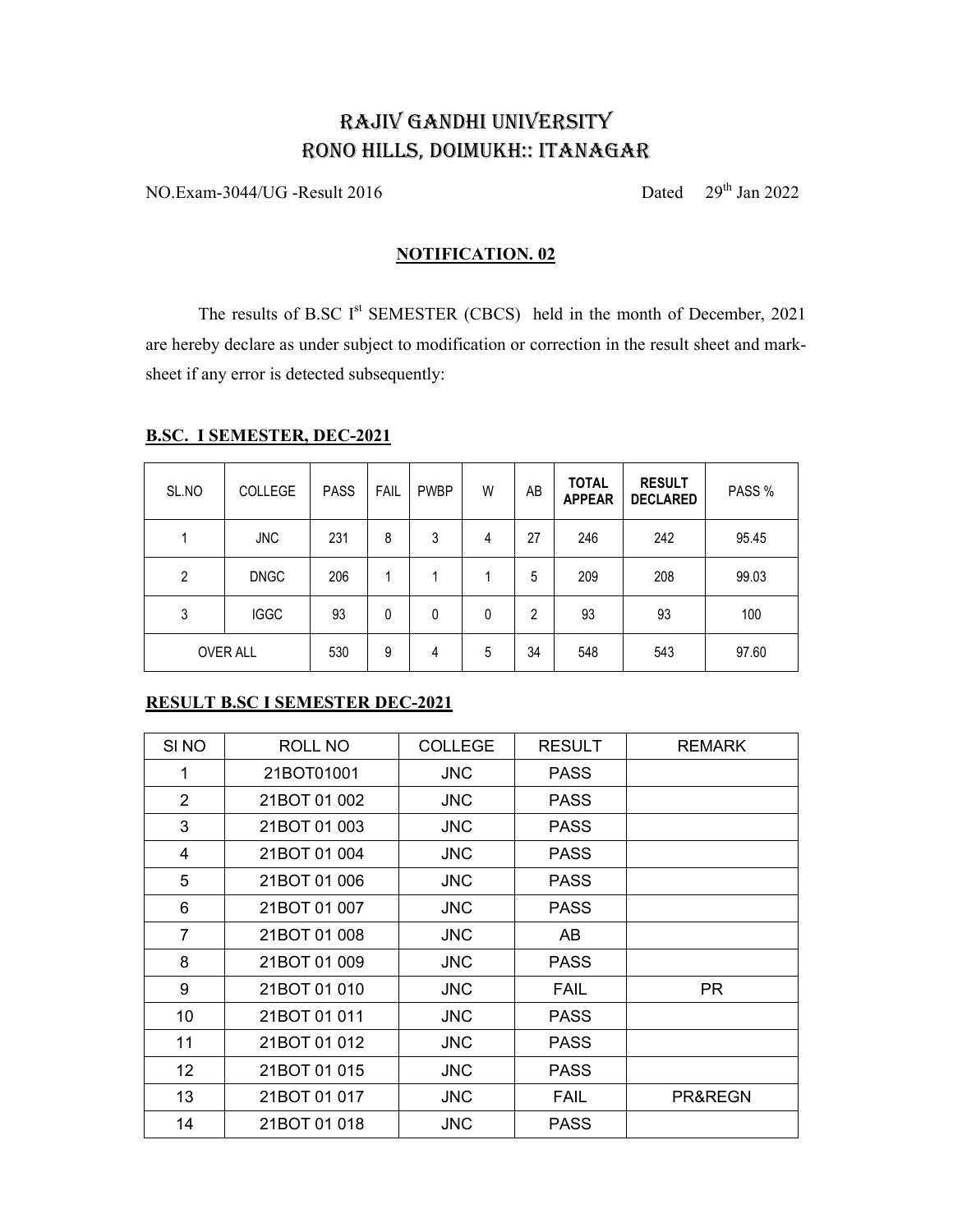# RAJIV GANDHI UNIVERSITY
# RONO HILLS, DOIMUKH:: ITANAGAR

NO.Exam-3044/UG -Result 2016 Dated 29th Jan 2022

**NOTIFICATION. 02**

The results of B.SC Ist SEMESTER (CBCS) held in the month of December, 2021 are hereby declare as under subject to modification or correction in the result sheet and mark-sheet if any error is detected subsequently:

**B.SC. I SEMESTER, DEC-2021**

| SL.NO | COLLEGE | PASS | FAIL | PWBP | W | AB | TOTAL APPEAR | RESULT DECLARED | PASS % |
|---|---|---|---|---|---|---|---|---|---|
| 1 | JNC | 231 | 8 | 3 | 4 | 27 | 246 | 242 | 95.45 |
| 2 | DNGC | 206 | 1 | 1 | 1 | 5 | 209 | 208 | 99.03 |
| 3 | IGGC | 93 | 0 | 0 | 0 | 2 | 93 | 93 | 100 |
| OVER ALL | | 530 | 9 | 4 | 5 | 34 | 548 | 543 | 97.60 |

**RESULT B.SC I SEMESTER DEC-2021**

| SI NO | ROLL NO | COLLEGE | RESULT | REMARK |
|---|---|---|---|---|
| 1 | 21BOT01001 | JNC | PASS | |
| 2 | 21BOT 01 002 | JNC | PASS | |
| 3 | 21BOT 01 003 | JNC | PASS | |
| 4 | 21BOT 01 004 | JNC | PASS | |
| 5 | 21BOT 01 006 | JNC | PASS | |
| 6 | 21BOT 01 007 | JNC | PASS | |
| 7 | 21BOT 01 008 | JNC | AB | |
| 8 | 21BOT 01 009 | JNC | PASS | |
| 9 | 21BOT 01 010 | JNC | FAIL | PR |
| 10 | 21BOT 01 011 | JNC | PASS | |
| 11 | 21BOT 01 012 | JNC | PASS | |
| 12 | 21BOT 01 015 | JNC | PASS | |
| 13 | 21BOT 01 017 | JNC | FAIL | PR&REGN |
| 14 | 21BOT 01 018 | JNC | PASS | |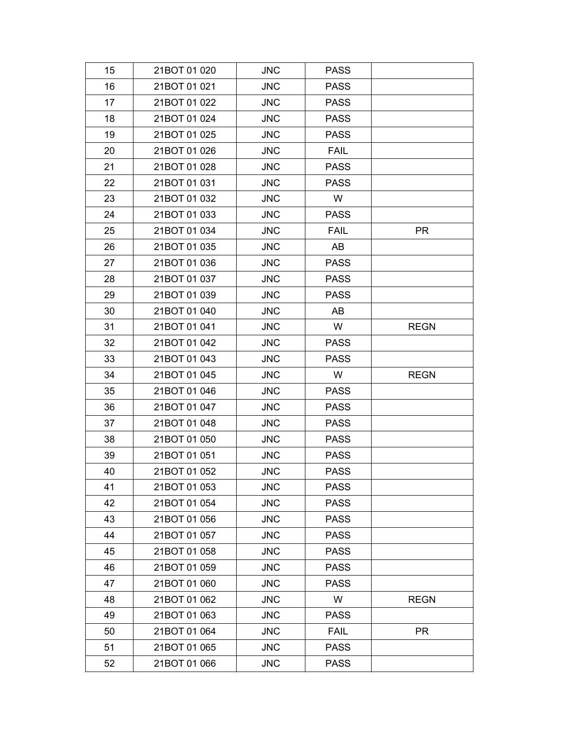| | | | | |
|---|---|---|---|---|
| 15 | 21BOT 01 020 | JNC | PASS | |
| 16 | 21BOT 01 021 | JNC | PASS | |
| 17 | 21BOT 01 022 | JNC | PASS | |
| 18 | 21BOT 01 024 | JNC | PASS | |
| 19 | 21BOT 01 025 | JNC | PASS | |
| 20 | 21BOT 01 026 | JNC | FAIL | |
| 21 | 21BOT 01 028 | JNC | PASS | |
| 22 | 21BOT 01 031 | JNC | PASS | |
| 23 | 21BOT 01 032 | JNC | W | |
| 24 | 21BOT 01 033 | JNC | PASS | |
| 25 | 21BOT 01 034 | JNC | FAIL | PR |
| 26 | 21BOT 01 035 | JNC | AB | |
| 27 | 21BOT 01 036 | JNC | PASS | |
| 28 | 21BOT 01 037 | JNC | PASS | |
| 29 | 21BOT 01 039 | JNC | PASS | |
| 30 | 21BOT 01 040 | JNC | AB | |
| 31 | 21BOT 01 041 | JNC | W | REGN |
| 32 | 21BOT 01 042 | JNC | PASS | |
| 33 | 21BOT 01 043 | JNC | PASS | |
| 34 | 21BOT 01 045 | JNC | W | REGN |
| 35 | 21BOT 01 046 | JNC | PASS | |
| 36 | 21BOT 01 047 | JNC | PASS | |
| 37 | 21BOT 01 048 | JNC | PASS | |
| 38 | 21BOT 01 050 | JNC | PASS | |
| 39 | 21BOT 01 051 | JNC | PASS | |
| 40 | 21BOT 01 052 | JNC | PASS | |
| 41 | 21BOT 01 053 | JNC | PASS | |
| 42 | 21BOT 01 054 | JNC | PASS | |
| 43 | 21BOT 01 056 | JNC | PASS | |
| 44 | 21BOT 01 057 | JNC | PASS | |
| 45 | 21BOT 01 058 | JNC | PASS | |
| 46 | 21BOT 01 059 | JNC | PASS | |
| 47 | 21BOT 01 060 | JNC | PASS | |
| 48 | 21BOT 01 062 | JNC | W | REGN |
| 49 | 21BOT 01 063 | JNC | PASS | |
| 50 | 21BOT 01 064 | JNC | FAIL | PR |
| 51 | 21BOT 01 065 | JNC | PASS | |
| 52 | 21BOT 01 066 | JNC | PASS | |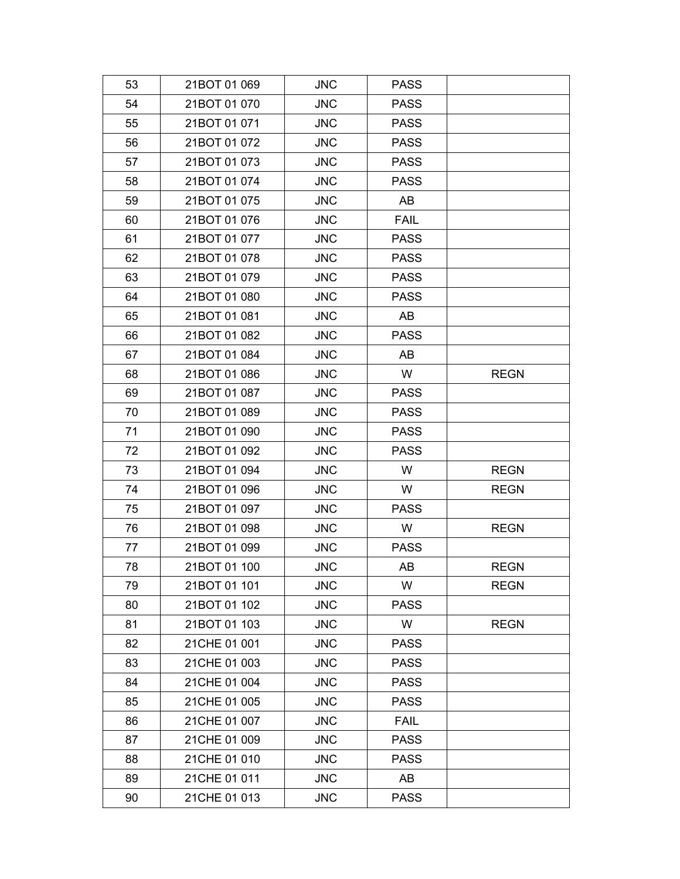| 53 | 21BOT 01 069 | JNC | PASS | |
|---|---|---|---|---|
| 54 | 21BOT 01 070 | JNC | PASS | |
| 55 | 21BOT 01 071 | JNC | PASS | |
| 56 | 21BOT 01 072 | JNC | PASS | |
| 57 | 21BOT 01 073 | JNC | PASS | |
| 58 | 21BOT 01 074 | JNC | PASS | |
| 59 | 21BOT 01 075 | JNC | AB | |
| 60 | 21BOT 01 076 | JNC | FAIL | |
| 61 | 21BOT 01 077 | JNC | PASS | |
| 62 | 21BOT 01 078 | JNC | PASS | |
| 63 | 21BOT 01 079 | JNC | PASS | |
| 64 | 21BOT 01 080 | JNC | PASS | |
| 65 | 21BOT 01 081 | JNC | AB | |
| 66 | 21BOT 01 082 | JNC | PASS | |
| 67 | 21BOT 01 084 | JNC | AB | |
| 68 | 21BOT 01 086 | JNC | W | REGN |
| 69 | 21BOT 01 087 | JNC | PASS | |
| 70 | 21BOT 01 089 | JNC | PASS | |
| 71 | 21BOT 01 090 | JNC | PASS | |
| 72 | 21BOT 01 092 | JNC | PASS | |
| 73 | 21BOT 01 094 | JNC | W | REGN |
| 74 | 21BOT 01 096 | JNC | W | REGN |
| 75 | 21BOT 01 097 | JNC | PASS | |
| 76 | 21BOT 01 098 | JNC | W | REGN |
| 77 | 21BOT 01 099 | JNC | PASS | |
| 78 | 21BOT 01 100 | JNC | AB | REGN |
| 79 | 21BOT 01 101 | JNC | W | REGN |
| 80 | 21BOT 01 102 | JNC | PASS | |
| 81 | 21BOT 01 103 | JNC | W | REGN |
| 82 | 21CHE 01 001 | JNC | PASS | |
| 83 | 21CHE 01 003 | JNC | PASS | |
| 84 | 21CHE 01 004 | JNC | PASS | |
| 85 | 21CHE 01 005 | JNC | PASS | |
| 86 | 21CHE 01 007 | JNC | FAIL | |
| 87 | 21CHE 01 009 | JNC | PASS | |
| 88 | 21CHE 01 010 | JNC | PASS | |
| 89 | 21CHE 01 011 | JNC | AB | |
| 90 | 21CHE 01 013 | JNC | PASS | |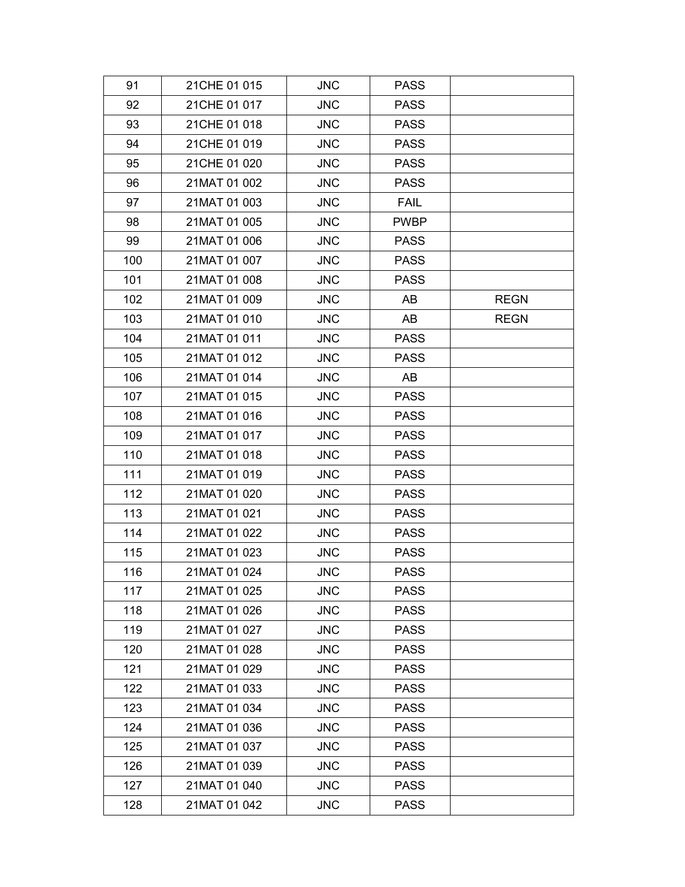| | | | | |
|---|---|---|---|---|
| 91 | 21CHE 01 015 | JNC | PASS | |
| 92 | 21CHE 01 017 | JNC | PASS | |
| 93 | 21CHE 01 018 | JNC | PASS | |
| 94 | 21CHE 01 019 | JNC | PASS | |
| 95 | 21CHE 01 020 | JNC | PASS | |
| 96 | 21MAT 01 002 | JNC | PASS | |
| 97 | 21MAT 01 003 | JNC | FAIL | |
| 98 | 21MAT 01 005 | JNC | PWBP | |
| 99 | 21MAT 01 006 | JNC | PASS | |
| 100 | 21MAT 01 007 | JNC | PASS | |
| 101 | 21MAT 01 008 | JNC | PASS | |
| 102 | 21MAT 01 009 | JNC | AB | REGN |
| 103 | 21MAT 01 010 | JNC | AB | REGN |
| 104 | 21MAT 01 011 | JNC | PASS | |
| 105 | 21MAT 01 012 | JNC | PASS | |
| 106 | 21MAT 01 014 | JNC | AB | |
| 107 | 21MAT 01 015 | JNC | PASS | |
| 108 | 21MAT 01 016 | JNC | PASS | |
| 109 | 21MAT 01 017 | JNC | PASS | |
| 110 | 21MAT 01 018 | JNC | PASS | |
| 111 | 21MAT 01 019 | JNC | PASS | |
| 112 | 21MAT 01 020 | JNC | PASS | |
| 113 | 21MAT 01 021 | JNC | PASS | |
| 114 | 21MAT 01 022 | JNC | PASS | |
| 115 | 21MAT 01 023 | JNC | PASS | |
| 116 | 21MAT 01 024 | JNC | PASS | |
| 117 | 21MAT 01 025 | JNC | PASS | |
| 118 | 21MAT 01 026 | JNC | PASS | |
| 119 | 21MAT 01 027 | JNC | PASS | |
| 120 | 21MAT 01 028 | JNC | PASS | |
| 121 | 21MAT 01 029 | JNC | PASS | |
| 122 | 21MAT 01 033 | JNC | PASS | |
| 123 | 21MAT 01 034 | JNC | PASS | |
| 124 | 21MAT 01 036 | JNC | PASS | |
| 125 | 21MAT 01 037 | JNC | PASS | |
| 126 | 21MAT 01 039 | JNC | PASS | |
| 127 | 21MAT 01 040 | JNC | PASS | |
| 128 | 21MAT 01 042 | JNC | PASS | |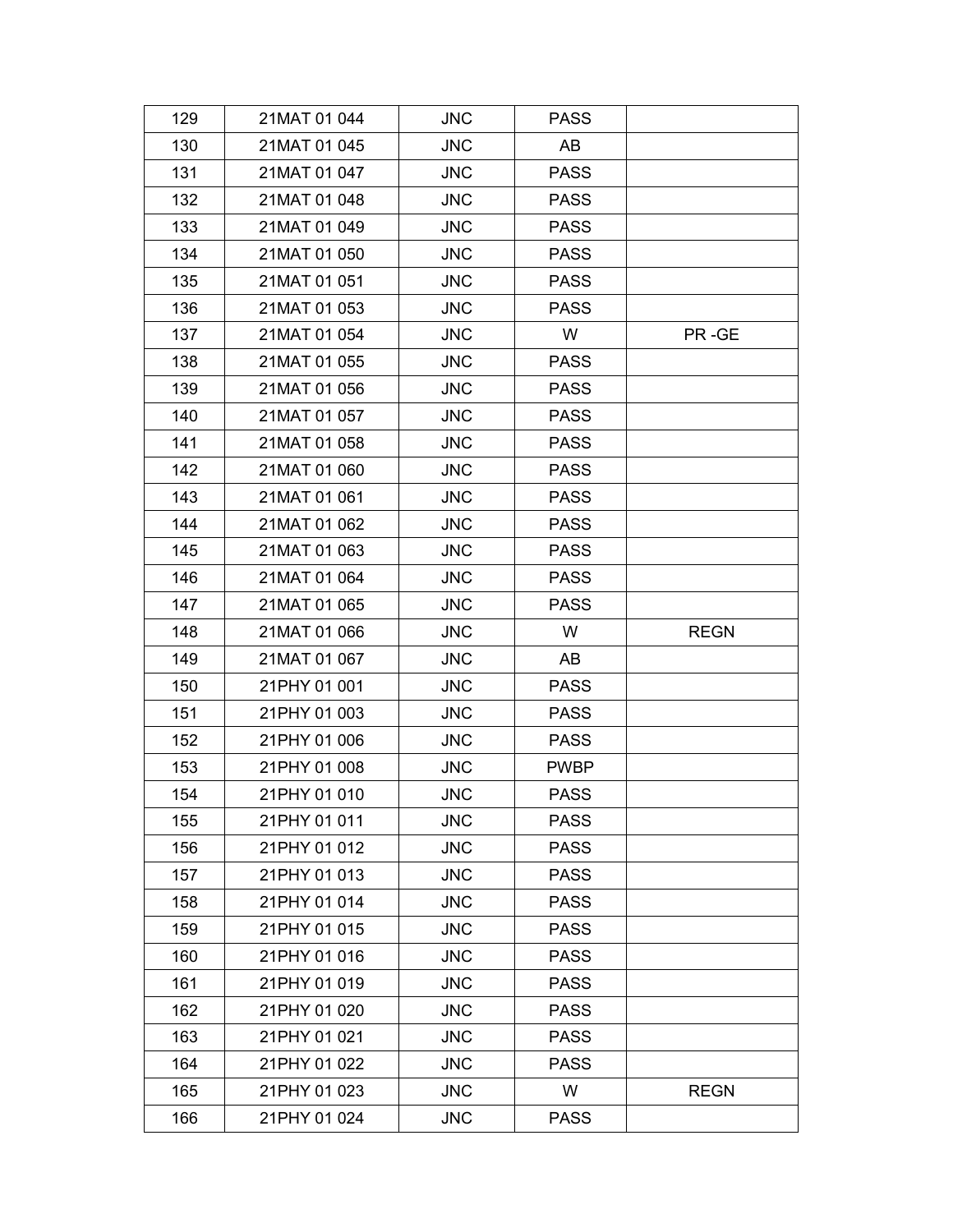| | | | | |
|---|---|---|---|---|
| 129 | 21MAT 01 044 | JNC | PASS | |
| 130 | 21MAT 01 045 | JNC | AB | |
| 131 | 21MAT 01 047 | JNC | PASS | |
| 132 | 21MAT 01 048 | JNC | PASS | |
| 133 | 21MAT 01 049 | JNC | PASS | |
| 134 | 21MAT 01 050 | JNC | PASS | |
| 135 | 21MAT 01 051 | JNC | PASS | |
| 136 | 21MAT 01 053 | JNC | PASS | |
| 137 | 21MAT 01 054 | JNC | W | PR -GE |
| 138 | 21MAT 01 055 | JNC | PASS | |
| 139 | 21MAT 01 056 | JNC | PASS | |
| 140 | 21MAT 01 057 | JNC | PASS | |
| 141 | 21MAT 01 058 | JNC | PASS | |
| 142 | 21MAT 01 060 | JNC | PASS | |
| 143 | 21MAT 01 061 | JNC | PASS | |
| 144 | 21MAT 01 062 | JNC | PASS | |
| 145 | 21MAT 01 063 | JNC | PASS | |
| 146 | 21MAT 01 064 | JNC | PASS | |
| 147 | 21MAT 01 065 | JNC | PASS | |
| 148 | 21MAT 01 066 | JNC | W | REGN |
| 149 | 21MAT 01 067 | JNC | AB | |
| 150 | 21PHY 01 001 | JNC | PASS | |
| 151 | 21PHY 01 003 | JNC | PASS | |
| 152 | 21PHY 01 006 | JNC | PASS | |
| 153 | 21PHY 01 008 | JNC | PWBP | |
| 154 | 21PHY 01 010 | JNC | PASS | |
| 155 | 21PHY 01 011 | JNC | PASS | |
| 156 | 21PHY 01 012 | JNC | PASS | |
| 157 | 21PHY 01 013 | JNC | PASS | |
| 158 | 21PHY 01 014 | JNC | PASS | |
| 159 | 21PHY 01 015 | JNC | PASS | |
| 160 | 21PHY 01 016 | JNC | PASS | |
| 161 | 21PHY 01 019 | JNC | PASS | |
| 162 | 21PHY 01 020 | JNC | PASS | |
| 163 | 21PHY 01 021 | JNC | PASS | |
| 164 | 21PHY 01 022 | JNC | PASS | |
| 165 | 21PHY 01 023 | JNC | W | REGN |
| 166 | 21PHY 01 024 | JNC | PASS | |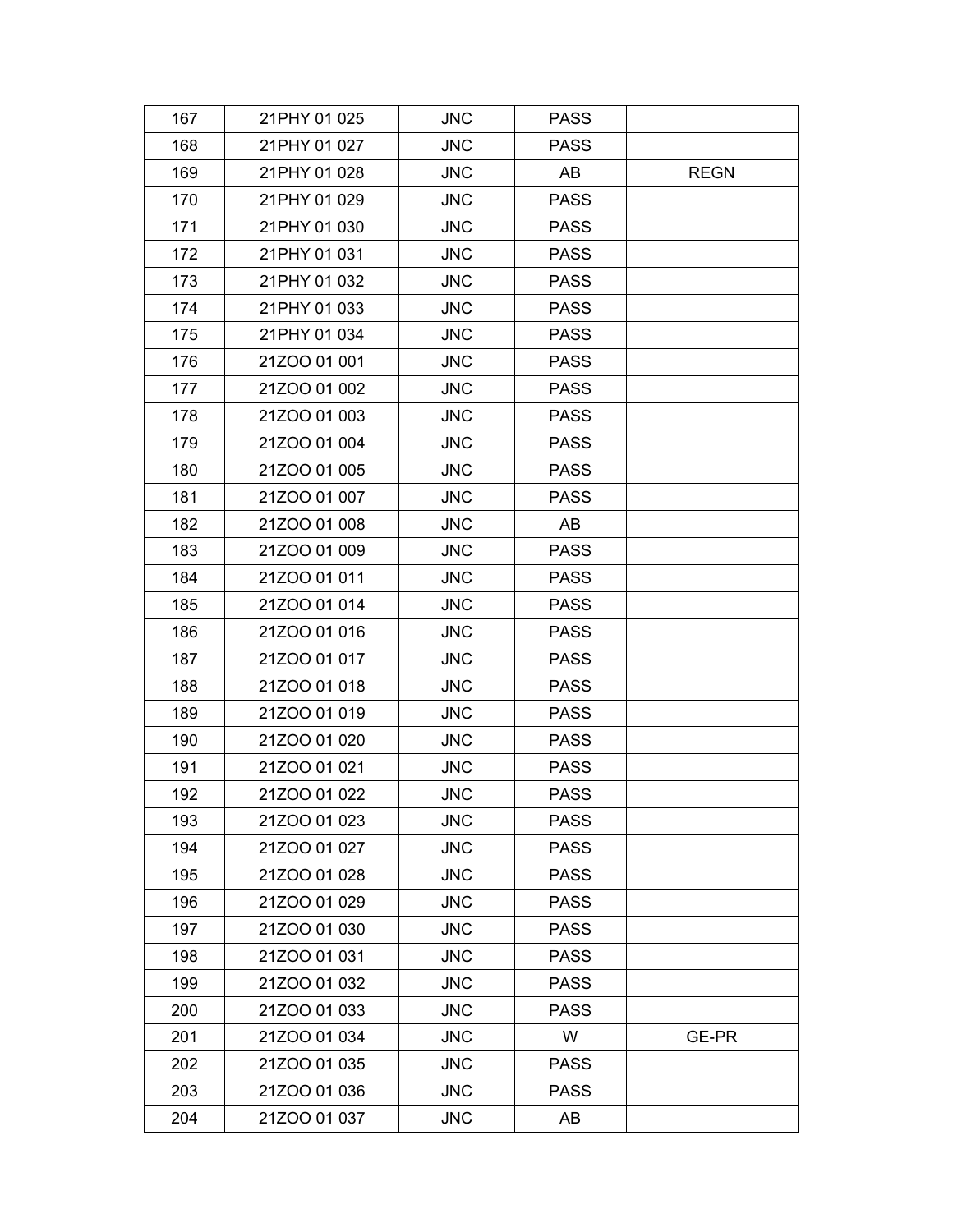| 167 | 21PHY 01 025 | JNC | PASS | |
|---|---|---|---|---|
| 168 | 21PHY 01 027 | JNC | PASS | |
| 169 | 21PHY 01 028 | JNC | AB | REGN |
| 170 | 21PHY 01 029 | JNC | PASS | |
| 171 | 21PHY 01 030 | JNC | PASS | |
| 172 | 21PHY 01 031 | JNC | PASS | |
| 173 | 21PHY 01 032 | JNC | PASS | |
| 174 | 21PHY 01 033 | JNC | PASS | |
| 175 | 21PHY 01 034 | JNC | PASS | |
| 176 | 21ZOO 01 001 | JNC | PASS | |
| 177 | 21ZOO 01 002 | JNC | PASS | |
| 178 | 21ZOO 01 003 | JNC | PASS | |
| 179 | 21ZOO 01 004 | JNC | PASS | |
| 180 | 21ZOO 01 005 | JNC | PASS | |
| 181 | 21ZOO 01 007 | JNC | PASS | |
| 182 | 21ZOO 01 008 | JNC | AB | |
| 183 | 21ZOO 01 009 | JNC | PASS | |
| 184 | 21ZOO 01 011 | JNC | PASS | |
| 185 | 21ZOO 01 014 | JNC | PASS | |
| 186 | 21ZOO 01 016 | JNC | PASS | |
| 187 | 21ZOO 01 017 | JNC | PASS | |
| 188 | 21ZOO 01 018 | JNC | PASS | |
| 189 | 21ZOO 01 019 | JNC | PASS | |
| 190 | 21ZOO 01 020 | JNC | PASS | |
| 191 | 21ZOO 01 021 | JNC | PASS | |
| 192 | 21ZOO 01 022 | JNC | PASS | |
| 193 | 21ZOO 01 023 | JNC | PASS | |
| 194 | 21ZOO 01 027 | JNC | PASS | |
| 195 | 21ZOO 01 028 | JNC | PASS | |
| 196 | 21ZOO 01 029 | JNC | PASS | |
| 197 | 21ZOO 01 030 | JNC | PASS | |
| 198 | 21ZOO 01 031 | JNC | PASS | |
| 199 | 21ZOO 01 032 | JNC | PASS | |
| 200 | 21ZOO 01 033 | JNC | PASS | |
| 201 | 21ZOO 01 034 | JNC | W | GE-PR |
| 202 | 21ZOO 01 035 | JNC | PASS | |
| 203 | 21ZOO 01 036 | JNC | PASS | |
| 204 | 21ZOO 01 037 | JNC | AB | |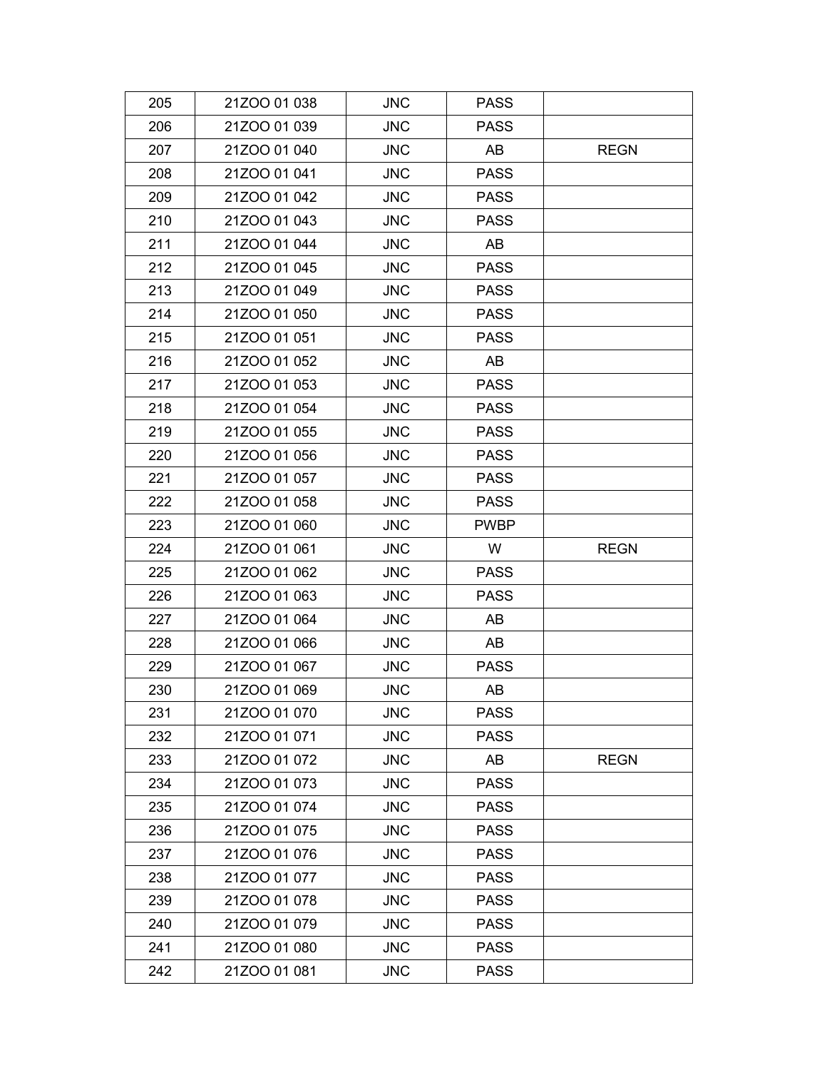| 205 | 21ZOO 01 038 | JNC | PASS | |
|---|---|---|---|---|
| 206 | 21ZOO 01 039 | JNC | PASS | |
| 207 | 21ZOO 01 040 | JNC | AB | REGN |
| 208 | 21ZOO 01 041 | JNC | PASS | |
| 209 | 21ZOO 01 042 | JNC | PASS | |
| 210 | 21ZOO 01 043 | JNC | PASS | |
| 211 | 21ZOO 01 044 | JNC | AB | |
| 212 | 21ZOO 01 045 | JNC | PASS | |
| 213 | 21ZOO 01 049 | JNC | PASS | |
| 214 | 21ZOO 01 050 | JNC | PASS | |
| 215 | 21ZOO 01 051 | JNC | PASS | |
| 216 | 21ZOO 01 052 | JNC | AB | |
| 217 | 21ZOO 01 053 | JNC | PASS | |
| 218 | 21ZOO 01 054 | JNC | PASS | |
| 219 | 21ZOO 01 055 | JNC | PASS | |
| 220 | 21ZOO 01 056 | JNC | PASS | |
| 221 | 21ZOO 01 057 | JNC | PASS | |
| 222 | 21ZOO 01 058 | JNC | PASS | |
| 223 | 21ZOO 01 060 | JNC | PWBP | |
| 224 | 21ZOO 01 061 | JNC | W | REGN |
| 225 | 21ZOO 01 062 | JNC | PASS | |
| 226 | 21ZOO 01 063 | JNC | PASS | |
| 227 | 21ZOO 01 064 | JNC | AB | |
| 228 | 21ZOO 01 066 | JNC | AB | |
| 229 | 21ZOO 01 067 | JNC | PASS | |
| 230 | 21ZOO 01 069 | JNC | AB | |
| 231 | 21ZOO 01 070 | JNC | PASS | |
| 232 | 21ZOO 01 071 | JNC | PASS | |
| 233 | 21ZOO 01 072 | JNC | AB | REGN |
| 234 | 21ZOO 01 073 | JNC | PASS | |
| 235 | 21ZOO 01 074 | JNC | PASS | |
| 236 | 21ZOO 01 075 | JNC | PASS | |
| 237 | 21ZOO 01 076 | JNC | PASS | |
| 238 | 21ZOO 01 077 | JNC | PASS | |
| 239 | 21ZOO 01 078 | JNC | PASS | |
| 240 | 21ZOO 01 079 | JNC | PASS | |
| 241 | 21ZOO 01 080 | JNC | PASS | |
| 242 | 21ZOO 01 081 | JNC | PASS | |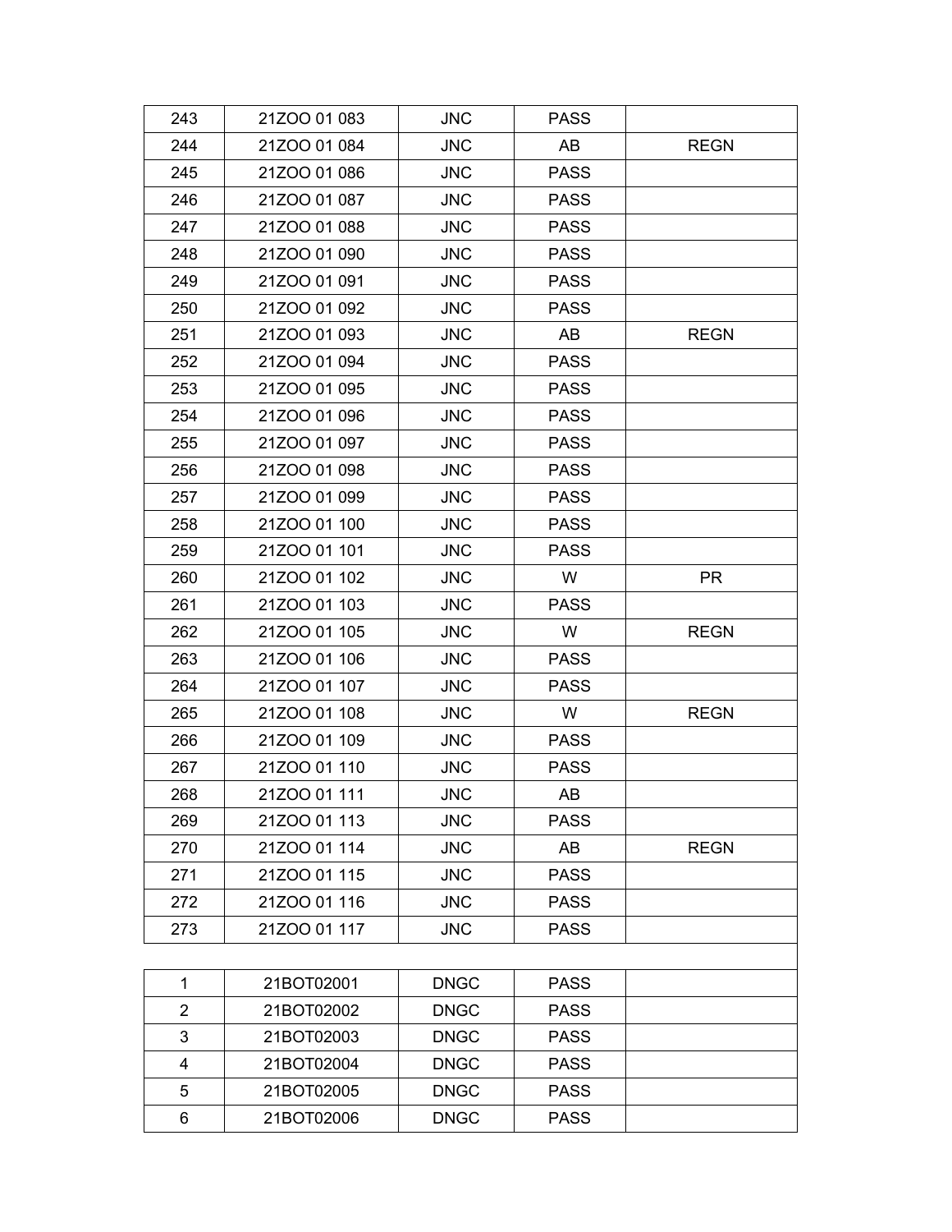| | | | | |
|---|---|---|---|---|
| 243 | 21ZOO 01 083 | JNC | PASS | |
| 244 | 21ZOO 01 084 | JNC | AB | REGN |
| 245 | 21ZOO 01 086 | JNC | PASS | |
| 246 | 21ZOO 01 087 | JNC | PASS | |
| 247 | 21ZOO 01 088 | JNC | PASS | |
| 248 | 21ZOO 01 090 | JNC | PASS | |
| 249 | 21ZOO 01 091 | JNC | PASS | |
| 250 | 21ZOO 01 092 | JNC | PASS | |
| 251 | 21ZOO 01 093 | JNC | AB | REGN |
| 252 | 21ZOO 01 094 | JNC | PASS | |
| 253 | 21ZOO 01 095 | JNC | PASS | |
| 254 | 21ZOO 01 096 | JNC | PASS | |
| 255 | 21ZOO 01 097 | JNC | PASS | |
| 256 | 21ZOO 01 098 | JNC | PASS | |
| 257 | 21ZOO 01 099 | JNC | PASS | |
| 258 | 21ZOO 01 100 | JNC | PASS | |
| 259 | 21ZOO 01 101 | JNC | PASS | |
| 260 | 21ZOO 01 102 | JNC | W | PR |
| 261 | 21ZOO 01 103 | JNC | PASS | |
| 262 | 21ZOO 01 105 | JNC | W | REGN |
| 263 | 21ZOO 01 106 | JNC | PASS | |
| 264 | 21ZOO 01 107 | JNC | PASS | |
| 265 | 21ZOO 01 108 | JNC | W | REGN |
| 266 | 21ZOO 01 109 | JNC | PASS | |
| 267 | 21ZOO 01 110 | JNC | PASS | |
| 268 | 21ZOO 01 111 | JNC | AB | |
| 269 | 21ZOO 01 113 | JNC | PASS | |
| 270 | 21ZOO 01 114 | JNC | AB | REGN |
| 271 | 21ZOO 01 115 | JNC | PASS | |
| 272 | 21ZOO 01 116 | JNC | PASS | |
| 273 | 21ZOO 01 117 | JNC | PASS | |

| | | | | |
|---|---|---|---|---|
| 1 | 21BOT02001 | DNGC | PASS | |
| 2 | 21BOT02002 | DNGC | PASS | |
| 3 | 21BOT02003 | DNGC | PASS | |
| 4 | 21BOT02004 | DNGC | PASS | |
| 5 | 21BOT02005 | DNGC | PASS | |
| 6 | 21BOT02006 | DNGC | PASS | |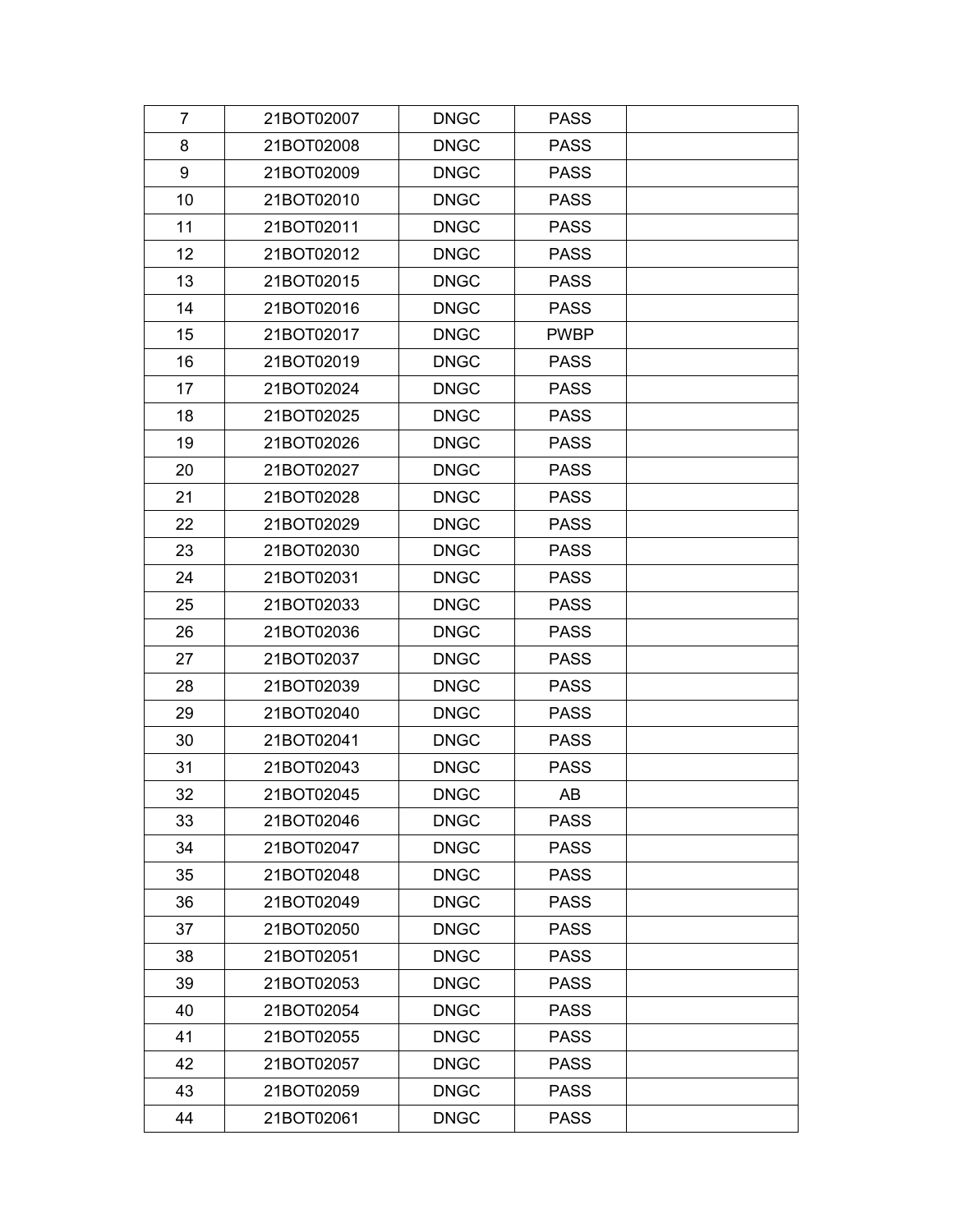| 7 | 21BOT02007 | DNGC | PASS | |
|---|---|---|---|---|
| 8 | 21BOT02008 | DNGC | PASS | |
| 9 | 21BOT02009 | DNGC | PASS | |
| 10 | 21BOT02010 | DNGC | PASS | |
| 11 | 21BOT02011 | DNGC | PASS | |
| 12 | 21BOT02012 | DNGC | PASS | |
| 13 | 21BOT02015 | DNGC | PASS | |
| 14 | 21BOT02016 | DNGC | PASS | |
| 15 | 21BOT02017 | DNGC | PWBP | |
| 16 | 21BOT02019 | DNGC | PASS | |
| 17 | 21BOT02024 | DNGC | PASS | |
| 18 | 21BOT02025 | DNGC | PASS | |
| 19 | 21BOT02026 | DNGC | PASS | |
| 20 | 21BOT02027 | DNGC | PASS | |
| 21 | 21BOT02028 | DNGC | PASS | |
| 22 | 21BOT02029 | DNGC | PASS | |
| 23 | 21BOT02030 | DNGC | PASS | |
| 24 | 21BOT02031 | DNGC | PASS | |
| 25 | 21BOT02033 | DNGC | PASS | |
| 26 | 21BOT02036 | DNGC | PASS | |
| 27 | 21BOT02037 | DNGC | PASS | |
| 28 | 21BOT02039 | DNGC | PASS | |
| 29 | 21BOT02040 | DNGC | PASS | |
| 30 | 21BOT02041 | DNGC | PASS | |
| 31 | 21BOT02043 | DNGC | PASS | |
| 32 | 21BOT02045 | DNGC | AB | |
| 33 | 21BOT02046 | DNGC | PASS | |
| 34 | 21BOT02047 | DNGC | PASS | |
| 35 | 21BOT02048 | DNGC | PASS | |
| 36 | 21BOT02049 | DNGC | PASS | |
| 37 | 21BOT02050 | DNGC | PASS | |
| 38 | 21BOT02051 | DNGC | PASS | |
| 39 | 21BOT02053 | DNGC | PASS | |
| 40 | 21BOT02054 | DNGC | PASS | |
| 41 | 21BOT02055 | DNGC | PASS | |
| 42 | 21BOT02057 | DNGC | PASS | |
| 43 | 21BOT02059 | DNGC | PASS | |
| 44 | 21BOT02061 | DNGC | PASS | |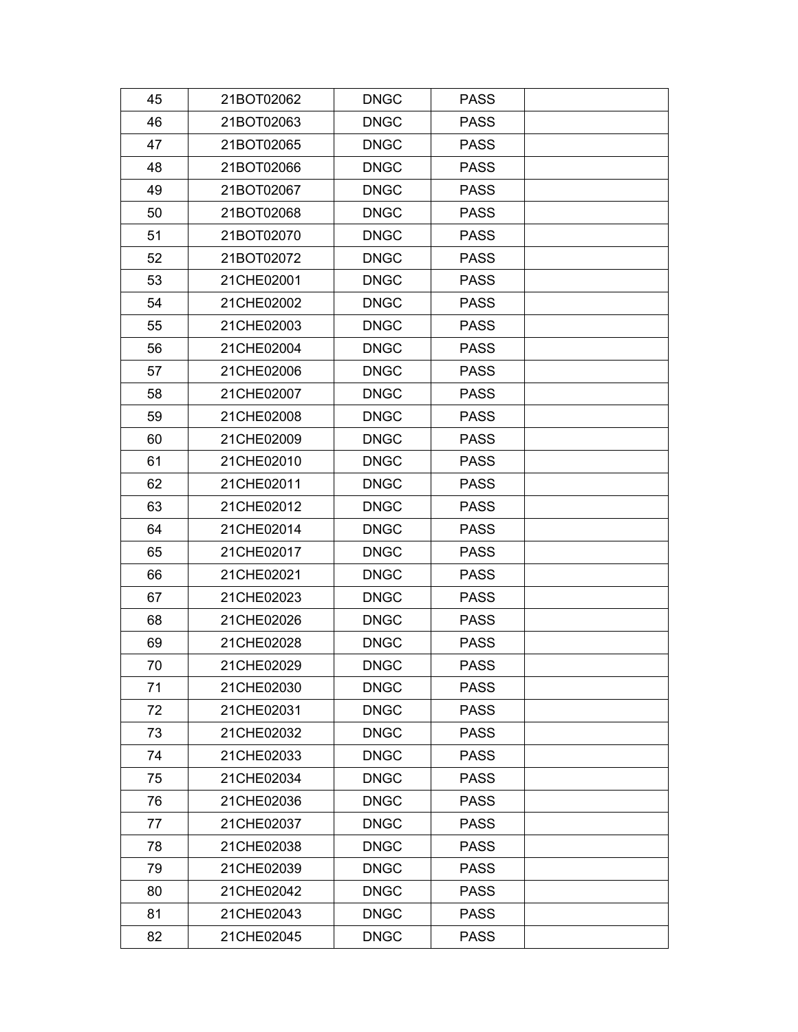| 45 | 21BOT02062 | DNGC | PASS | |
|---|---|---|---|---|
| 46 | 21BOT02063 | DNGC | PASS | |
| 47 | 21BOT02065 | DNGC | PASS | |
| 48 | 21BOT02066 | DNGC | PASS | |
| 49 | 21BOT02067 | DNGC | PASS | |
| 50 | 21BOT02068 | DNGC | PASS | |
| 51 | 21BOT02070 | DNGC | PASS | |
| 52 | 21BOT02072 | DNGC | PASS | |
| 53 | 21CHE02001 | DNGC | PASS | |
| 54 | 21CHE02002 | DNGC | PASS | |
| 55 | 21CHE02003 | DNGC | PASS | |
| 56 | 21CHE02004 | DNGC | PASS | |
| 57 | 21CHE02006 | DNGC | PASS | |
| 58 | 21CHE02007 | DNGC | PASS | |
| 59 | 21CHE02008 | DNGC | PASS | |
| 60 | 21CHE02009 | DNGC | PASS | |
| 61 | 21CHE02010 | DNGC | PASS | |
| 62 | 21CHE02011 | DNGC | PASS | |
| 63 | 21CHE02012 | DNGC | PASS | |
| 64 | 21CHE02014 | DNGC | PASS | |
| 65 | 21CHE02017 | DNGC | PASS | |
| 66 | 21CHE02021 | DNGC | PASS | |
| 67 | 21CHE02023 | DNGC | PASS | |
| 68 | 21CHE02026 | DNGC | PASS | |
| 69 | 21CHE02028 | DNGC | PASS | |
| 70 | 21CHE02029 | DNGC | PASS | |
| 71 | 21CHE02030 | DNGC | PASS | |
| 72 | 21CHE02031 | DNGC | PASS | |
| 73 | 21CHE02032 | DNGC | PASS | |
| 74 | 21CHE02033 | DNGC | PASS | |
| 75 | 21CHE02034 | DNGC | PASS | |
| 76 | 21CHE02036 | DNGC | PASS | |
| 77 | 21CHE02037 | DNGC | PASS | |
| 78 | 21CHE02038 | DNGC | PASS | |
| 79 | 21CHE02039 | DNGC | PASS | |
| 80 | 21CHE02042 | DNGC | PASS | |
| 81 | 21CHE02043 | DNGC | PASS | |
| 82 | 21CHE02045 | DNGC | PASS | |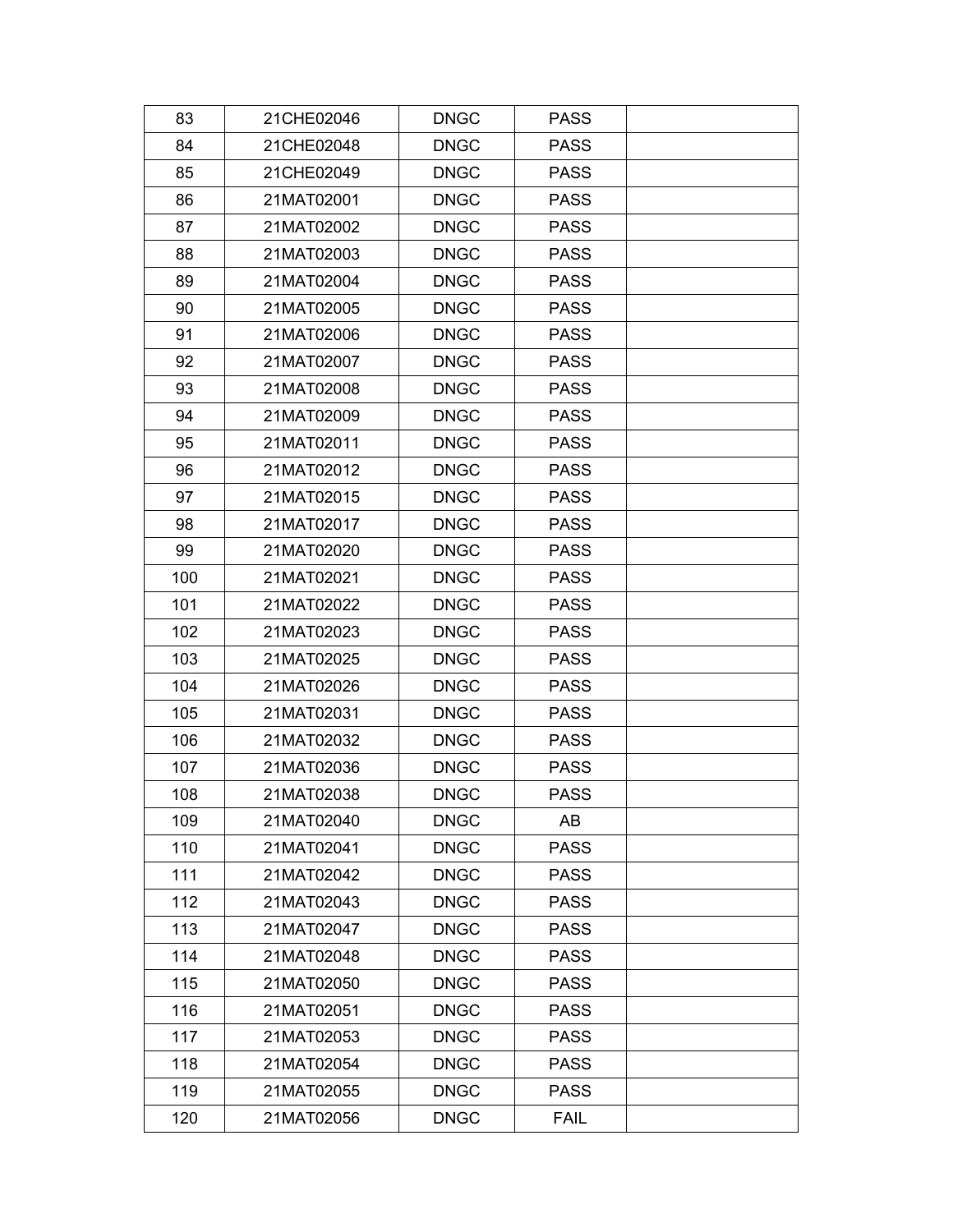| 83 | 21CHE02046 | DNGC | PASS | |
|---|---|---|---|---|
| 84 | 21CHE02048 | DNGC | PASS | |
| 85 | 21CHE02049 | DNGC | PASS | |
| 86 | 21MAT02001 | DNGC | PASS | |
| 87 | 21MAT02002 | DNGC | PASS | |
| 88 | 21MAT02003 | DNGC | PASS | |
| 89 | 21MAT02004 | DNGC | PASS | |
| 90 | 21MAT02005 | DNGC | PASS | |
| 91 | 21MAT02006 | DNGC | PASS | |
| 92 | 21MAT02007 | DNGC | PASS | |
| 93 | 21MAT02008 | DNGC | PASS | |
| 94 | 21MAT02009 | DNGC | PASS | |
| 95 | 21MAT02011 | DNGC | PASS | |
| 96 | 21MAT02012 | DNGC | PASS | |
| 97 | 21MAT02015 | DNGC | PASS | |
| 98 | 21MAT02017 | DNGC | PASS | |
| 99 | 21MAT02020 | DNGC | PASS | |
| 100 | 21MAT02021 | DNGC | PASS | |
| 101 | 21MAT02022 | DNGC | PASS | |
| 102 | 21MAT02023 | DNGC | PASS | |
| 103 | 21MAT02025 | DNGC | PASS | |
| 104 | 21MAT02026 | DNGC | PASS | |
| 105 | 21MAT02031 | DNGC | PASS | |
| 106 | 21MAT02032 | DNGC | PASS | |
| 107 | 21MAT02036 | DNGC | PASS | |
| 108 | 21MAT02038 | DNGC | PASS | |
| 109 | 21MAT02040 | DNGC | AB | |
| 110 | 21MAT02041 | DNGC | PASS | |
| 111 | 21MAT02042 | DNGC | PASS | |
| 112 | 21MAT02043 | DNGC | PASS | |
| 113 | 21MAT02047 | DNGC | PASS | |
| 114 | 21MAT02048 | DNGC | PASS | |
| 115 | 21MAT02050 | DNGC | PASS | |
| 116 | 21MAT02051 | DNGC | PASS | |
| 117 | 21MAT02053 | DNGC | PASS | |
| 118 | 21MAT02054 | DNGC | PASS | |
| 119 | 21MAT02055 | DNGC | PASS | |
| 120 | 21MAT02056 | DNGC | FAIL | |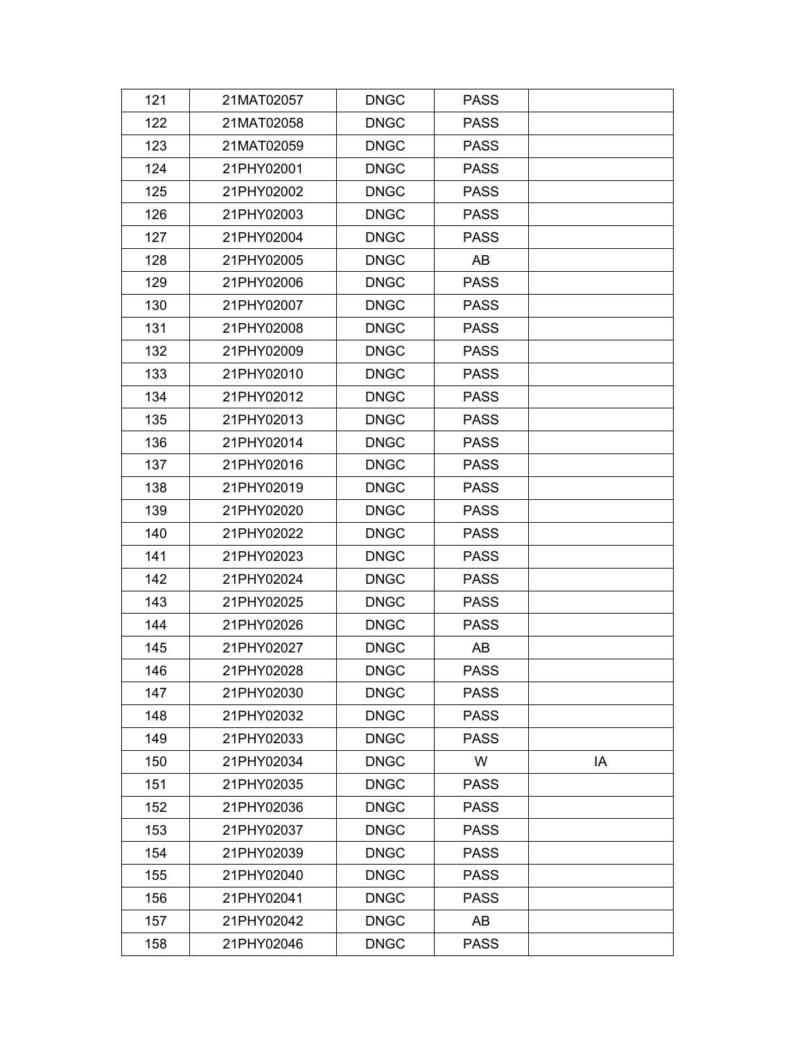| 121 | 21MAT02057 | DNGC | PASS | |
|---|---|---|---|---|
| 122 | 21MAT02058 | DNGC | PASS | |
| 123 | 21MAT02059 | DNGC | PASS | |
| 124 | 21PHY02001 | DNGC | PASS | |
| 125 | 21PHY02002 | DNGC | PASS | |
| 126 | 21PHY02003 | DNGC | PASS | |
| 127 | 21PHY02004 | DNGC | PASS | |
| 128 | 21PHY02005 | DNGC | AB | |
| 129 | 21PHY02006 | DNGC | PASS | |
| 130 | 21PHY02007 | DNGC | PASS | |
| 131 | 21PHY02008 | DNGC | PASS | |
| 132 | 21PHY02009 | DNGC | PASS | |
| 133 | 21PHY02010 | DNGC | PASS | |
| 134 | 21PHY02012 | DNGC | PASS | |
| 135 | 21PHY02013 | DNGC | PASS | |
| 136 | 21PHY02014 | DNGC | PASS | |
| 137 | 21PHY02016 | DNGC | PASS | |
| 138 | 21PHY02019 | DNGC | PASS | |
| 139 | 21PHY02020 | DNGC | PASS | |
| 140 | 21PHY02022 | DNGC | PASS | |
| 141 | 21PHY02023 | DNGC | PASS | |
| 142 | 21PHY02024 | DNGC | PASS | |
| 143 | 21PHY02025 | DNGC | PASS | |
| 144 | 21PHY02026 | DNGC | PASS | |
| 145 | 21PHY02027 | DNGC | AB | |
| 146 | 21PHY02028 | DNGC | PASS | |
| 147 | 21PHY02030 | DNGC | PASS | |
| 148 | 21PHY02032 | DNGC | PASS | |
| 149 | 21PHY02033 | DNGC | PASS | |
| 150 | 21PHY02034 | DNGC | W | IA |
| 151 | 21PHY02035 | DNGC | PASS | |
| 152 | 21PHY02036 | DNGC | PASS | |
| 153 | 21PHY02037 | DNGC | PASS | |
| 154 | 21PHY02039 | DNGC | PASS | |
| 155 | 21PHY02040 | DNGC | PASS | |
| 156 | 21PHY02041 | DNGC | PASS | |
| 157 | 21PHY02042 | DNGC | AB | |
| 158 | 21PHY02046 | DNGC | PASS | |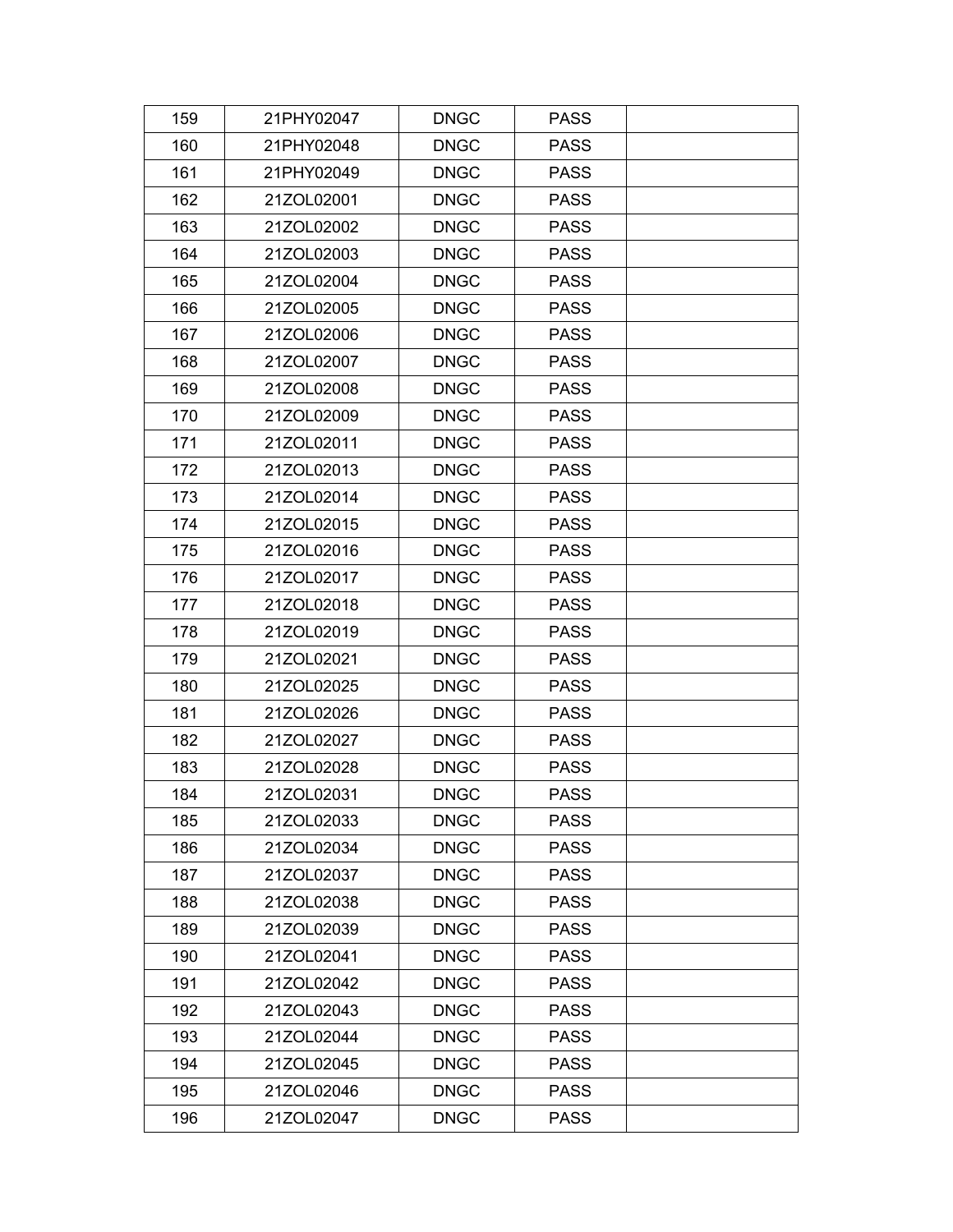| 159 | 21PHY02047 | DNGC | PASS | |
|---|---|---|---|---|
| 160 | 21PHY02048 | DNGC | PASS | |
| 161 | 21PHY02049 | DNGC | PASS | |
| 162 | 21ZOL02001 | DNGC | PASS | |
| 163 | 21ZOL02002 | DNGC | PASS | |
| 164 | 21ZOL02003 | DNGC | PASS | |
| 165 | 21ZOL02004 | DNGC | PASS | |
| 166 | 21ZOL02005 | DNGC | PASS | |
| 167 | 21ZOL02006 | DNGC | PASS | |
| 168 | 21ZOL02007 | DNGC | PASS | |
| 169 | 21ZOL02008 | DNGC | PASS | |
| 170 | 21ZOL02009 | DNGC | PASS | |
| 171 | 21ZOL02011 | DNGC | PASS | |
| 172 | 21ZOL02013 | DNGC | PASS | |
| 173 | 21ZOL02014 | DNGC | PASS | |
| 174 | 21ZOL02015 | DNGC | PASS | |
| 175 | 21ZOL02016 | DNGC | PASS | |
| 176 | 21ZOL02017 | DNGC | PASS | |
| 177 | 21ZOL02018 | DNGC | PASS | |
| 178 | 21ZOL02019 | DNGC | PASS | |
| 179 | 21ZOL02021 | DNGC | PASS | |
| 180 | 21ZOL02025 | DNGC | PASS | |
| 181 | 21ZOL02026 | DNGC | PASS | |
| 182 | 21ZOL02027 | DNGC | PASS | |
| 183 | 21ZOL02028 | DNGC | PASS | |
| 184 | 21ZOL02031 | DNGC | PASS | |
| 185 | 21ZOL02033 | DNGC | PASS | |
| 186 | 21ZOL02034 | DNGC | PASS | |
| 187 | 21ZOL02037 | DNGC | PASS | |
| 188 | 21ZOL02038 | DNGC | PASS | |
| 189 | 21ZOL02039 | DNGC | PASS | |
| 190 | 21ZOL02041 | DNGC | PASS | |
| 191 | 21ZOL02042 | DNGC | PASS | |
| 192 | 21ZOL02043 | DNGC | PASS | |
| 193 | 21ZOL02044 | DNGC | PASS | |
| 194 | 21ZOL02045 | DNGC | PASS | |
| 195 | 21ZOL02046 | DNGC | PASS | |
| 196 | 21ZOL02047 | DNGC | PASS | |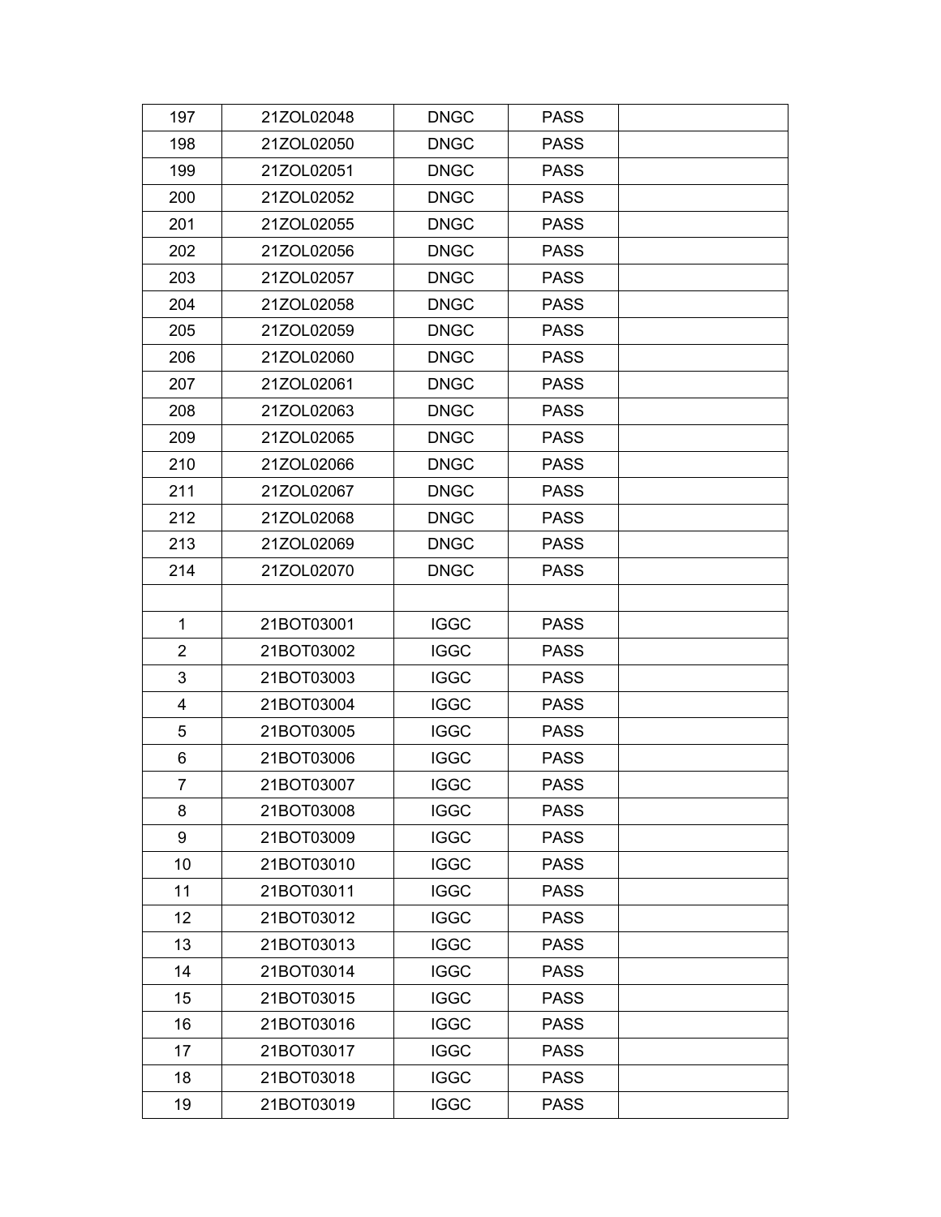| 197 | 21ZOL02048 | DNGC | PASS | |
|---|---|---|---|---|
| 198 | 21ZOL02050 | DNGC | PASS | |
| 199 | 21ZOL02051 | DNGC | PASS | |
| 200 | 21ZOL02052 | DNGC | PASS | |
| 201 | 21ZOL02055 | DNGC | PASS | |
| 202 | 21ZOL02056 | DNGC | PASS | |
| 203 | 21ZOL02057 | DNGC | PASS | |
| 204 | 21ZOL02058 | DNGC | PASS | |
| 205 | 21ZOL02059 | DNGC | PASS | |
| 206 | 21ZOL02060 | DNGC | PASS | |
| 207 | 21ZOL02061 | DNGC | PASS | |
| 208 | 21ZOL02063 | DNGC | PASS | |
| 209 | 21ZOL02065 | DNGC | PASS | |
| 210 | 21ZOL02066 | DNGC | PASS | |
| 211 | 21ZOL02067 | DNGC | PASS | |
| 212 | 21ZOL02068 | DNGC | PASS | |
| 213 | 21ZOL02069 | DNGC | PASS | |
| 214 | 21ZOL02070 | DNGC | PASS | |
| | | | | |
| 1 | 21BOT03001 | IGGC | PASS | |
| 2 | 21BOT03002 | IGGC | PASS | |
| 3 | 21BOT03003 | IGGC | PASS | |
| 4 | 21BOT03004 | IGGC | PASS | |
| 5 | 21BOT03005 | IGGC | PASS | |
| 6 | 21BOT03006 | IGGC | PASS | |
| 7 | 21BOT03007 | IGGC | PASS | |
| 8 | 21BOT03008 | IGGC | PASS | |
| 9 | 21BOT03009 | IGGC | PASS | |
| 10 | 21BOT03010 | IGGC | PASS | |
| 11 | 21BOT03011 | IGGC | PASS | |
| 12 | 21BOT03012 | IGGC | PASS | |
| 13 | 21BOT03013 | IGGC | PASS | |
| 14 | 21BOT03014 | IGGC | PASS | |
| 15 | 21BOT03015 | IGGC | PASS | |
| 16 | 21BOT03016 | IGGC | PASS | |
| 17 | 21BOT03017 | IGGC | PASS | |
| 18 | 21BOT03018 | IGGC | PASS | |
| 19 | 21BOT03019 | IGGC | PASS | |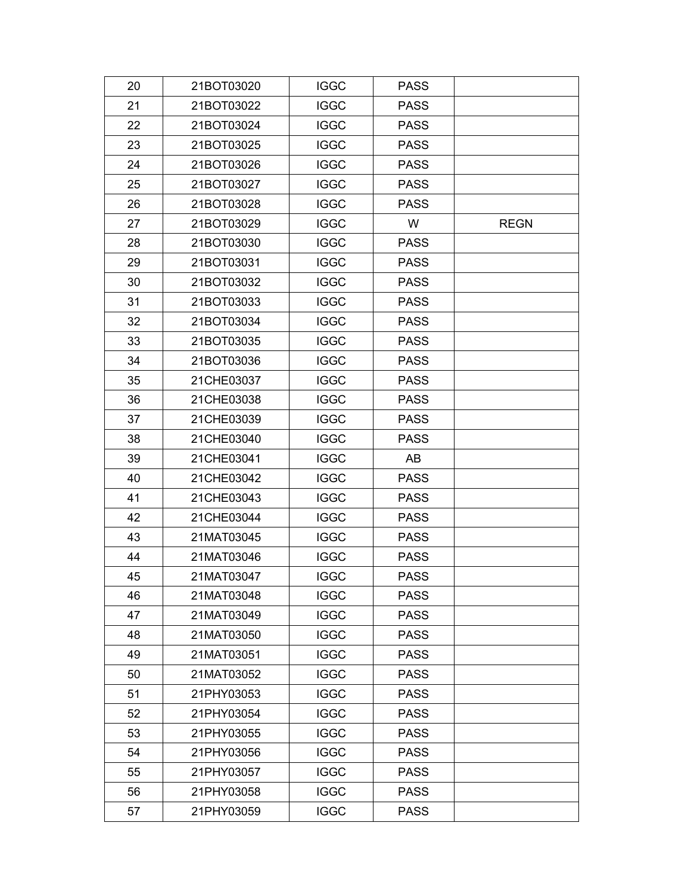| | | | | |
|---|---|---|---|---|
| 20 | 21BOT03020 | IGGC | PASS | |
| 21 | 21BOT03022 | IGGC | PASS | |
| 22 | 21BOT03024 | IGGC | PASS | |
| 23 | 21BOT03025 | IGGC | PASS | |
| 24 | 21BOT03026 | IGGC | PASS | |
| 25 | 21BOT03027 | IGGC | PASS | |
| 26 | 21BOT03028 | IGGC | PASS | |
| 27 | 21BOT03029 | IGGC | W | REGN |
| 28 | 21BOT03030 | IGGC | PASS | |
| 29 | 21BOT03031 | IGGC | PASS | |
| 30 | 21BOT03032 | IGGC | PASS | |
| 31 | 21BOT03033 | IGGC | PASS | |
| 32 | 21BOT03034 | IGGC | PASS | |
| 33 | 21BOT03035 | IGGC | PASS | |
| 34 | 21BOT03036 | IGGC | PASS | |
| 35 | 21CHE03037 | IGGC | PASS | |
| 36 | 21CHE03038 | IGGC | PASS | |
| 37 | 21CHE03039 | IGGC | PASS | |
| 38 | 21CHE03040 | IGGC | PASS | |
| 39 | 21CHE03041 | IGGC | AB | |
| 40 | 21CHE03042 | IGGC | PASS | |
| 41 | 21CHE03043 | IGGC | PASS | |
| 42 | 21CHE03044 | IGGC | PASS | |
| 43 | 21MAT03045 | IGGC | PASS | |
| 44 | 21MAT03046 | IGGC | PASS | |
| 45 | 21MAT03047 | IGGC | PASS | |
| 46 | 21MAT03048 | IGGC | PASS | |
| 47 | 21MAT03049 | IGGC | PASS | |
| 48 | 21MAT03050 | IGGC | PASS | |
| 49 | 21MAT03051 | IGGC | PASS | |
| 50 | 21MAT03052 | IGGC | PASS | |
| 51 | 21PHY03053 | IGGC | PASS | |
| 52 | 21PHY03054 | IGGC | PASS | |
| 53 | 21PHY03055 | IGGC | PASS | |
| 54 | 21PHY03056 | IGGC | PASS | |
| 55 | 21PHY03057 | IGGC | PASS | |
| 56 | 21PHY03058 | IGGC | PASS | |
| 57 | 21PHY03059 | IGGC | PASS | |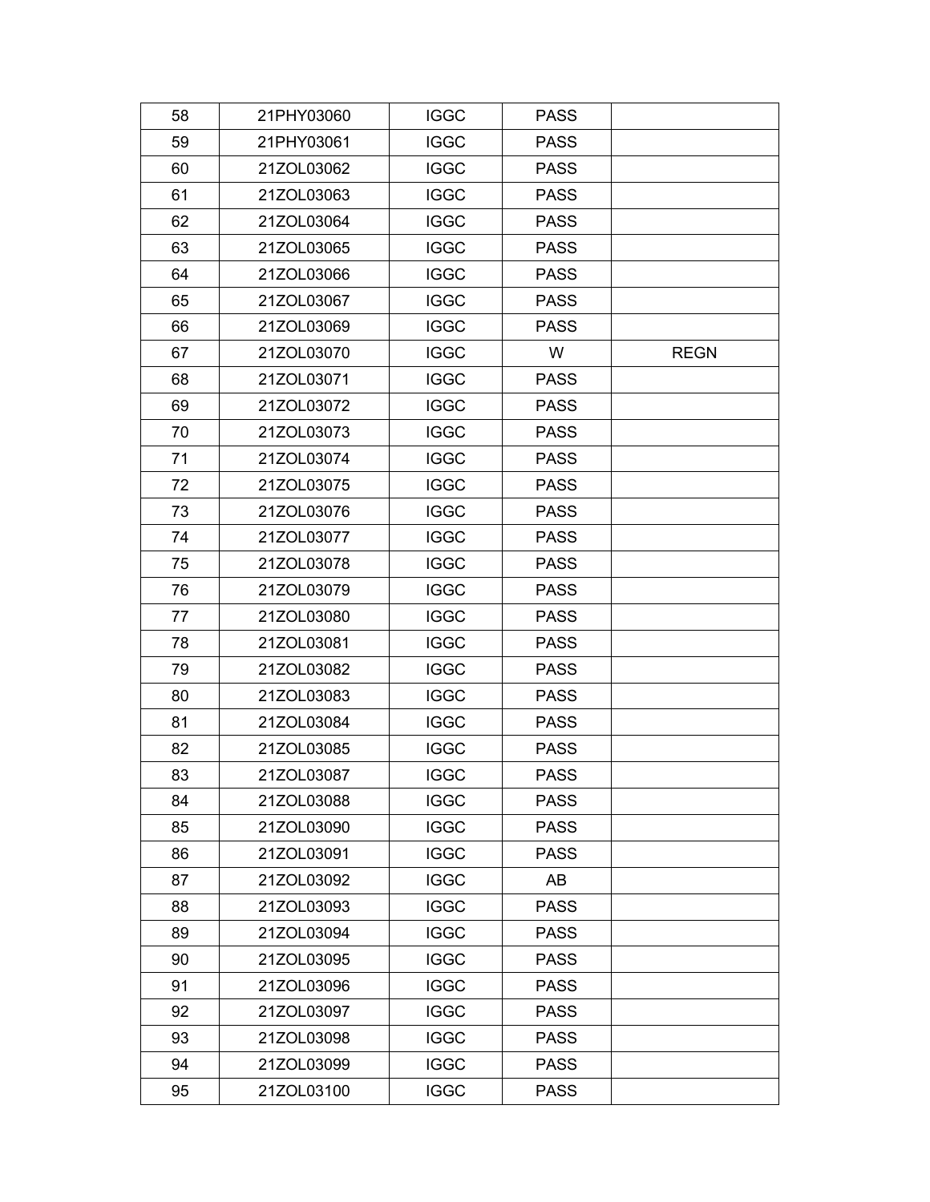| 58 | 21PHY03060 | IGGC | PASS | |
|---|---|---|---|---|
| 59 | 21PHY03061 | IGGC | PASS | |
| 60 | 21ZOL03062 | IGGC | PASS | |
| 61 | 21ZOL03063 | IGGC | PASS | |
| 62 | 21ZOL03064 | IGGC | PASS | |
| 63 | 21ZOL03065 | IGGC | PASS | |
| 64 | 21ZOL03066 | IGGC | PASS | |
| 65 | 21ZOL03067 | IGGC | PASS | |
| 66 | 21ZOL03069 | IGGC | PASS | |
| 67 | 21ZOL03070 | IGGC | W | REGN |
| 68 | 21ZOL03071 | IGGC | PASS | |
| 69 | 21ZOL03072 | IGGC | PASS | |
| 70 | 21ZOL03073 | IGGC | PASS | |
| 71 | 21ZOL03074 | IGGC | PASS | |
| 72 | 21ZOL03075 | IGGC | PASS | |
| 73 | 21ZOL03076 | IGGC | PASS | |
| 74 | 21ZOL03077 | IGGC | PASS | |
| 75 | 21ZOL03078 | IGGC | PASS | |
| 76 | 21ZOL03079 | IGGC | PASS | |
| 77 | 21ZOL03080 | IGGC | PASS | |
| 78 | 21ZOL03081 | IGGC | PASS | |
| 79 | 21ZOL03082 | IGGC | PASS | |
| 80 | 21ZOL03083 | IGGC | PASS | |
| 81 | 21ZOL03084 | IGGC | PASS | |
| 82 | 21ZOL03085 | IGGC | PASS | |
| 83 | 21ZOL03087 | IGGC | PASS | |
| 84 | 21ZOL03088 | IGGC | PASS | |
| 85 | 21ZOL03090 | IGGC | PASS | |
| 86 | 21ZOL03091 | IGGC | PASS | |
| 87 | 21ZOL03092 | IGGC | AB | |
| 88 | 21ZOL03093 | IGGC | PASS | |
| 89 | 21ZOL03094 | IGGC | PASS | |
| 90 | 21ZOL03095 | IGGC | PASS | |
| 91 | 21ZOL03096 | IGGC | PASS | |
| 92 | 21ZOL03097 | IGGC | PASS | |
| 93 | 21ZOL03098 | IGGC | PASS | |
| 94 | 21ZOL03099 | IGGC | PASS | |
| 95 | 21ZOL03100 | IGGC | PASS | |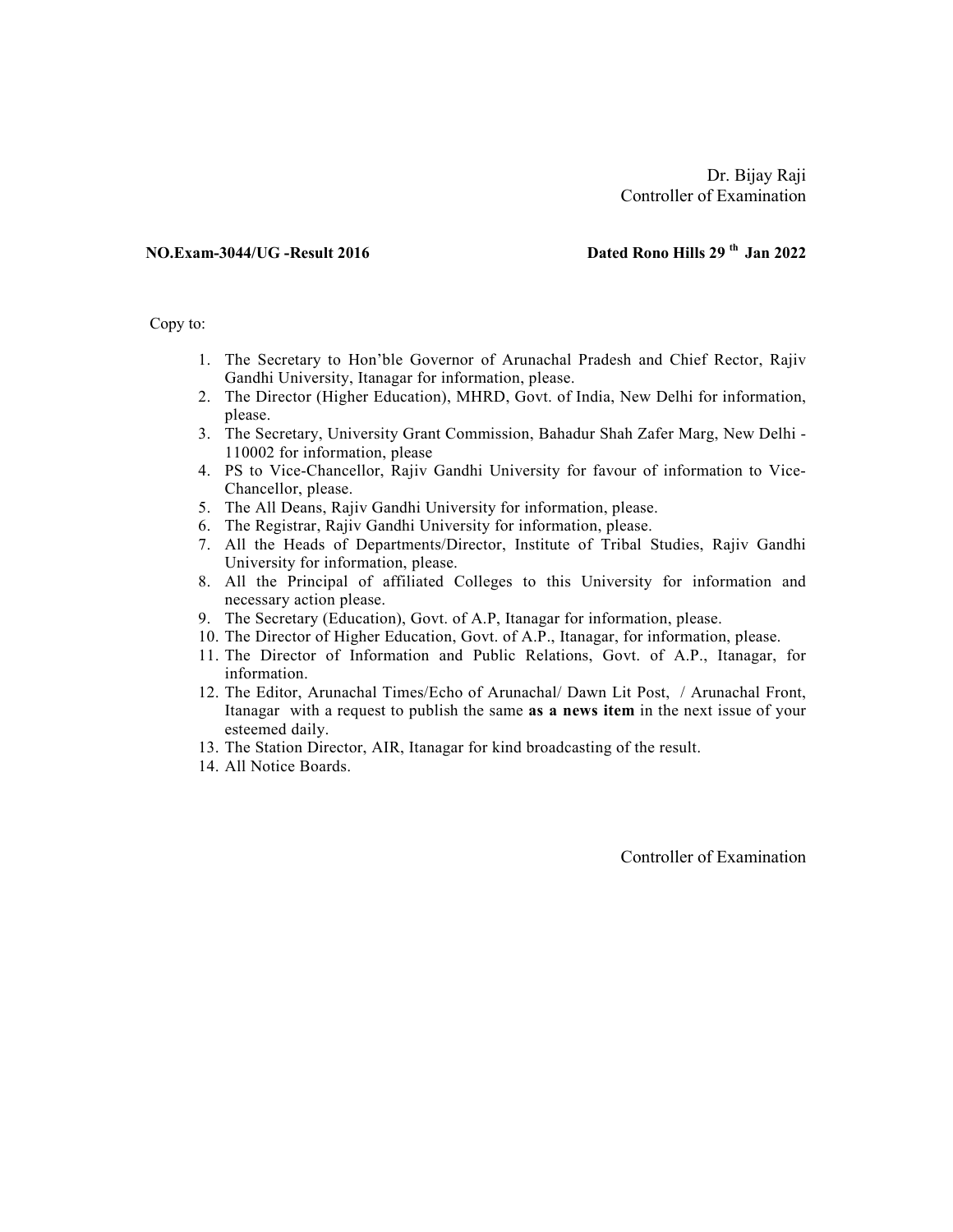Dr. Bijay Raji
Controller of Examination

**NO.Exam-3044/UG -Result 2016** **Dated Rono Hills 29 th Jan 2022**

Copy to:

1. The Secretary to Hon'ble Governor of Arunachal Pradesh and Chief Rector, Rajiv Gandhi University, Itanagar for information, please.
2. The Director (Higher Education), MHRD, Govt. of India, New Delhi for information, please.
3. The Secretary, University Grant Commission, Bahadur Shah Zafer Marg, New Delhi - 110002 for information, please
4. PS to Vice-Chancellor, Rajiv Gandhi University for favour of information to Vice-Chancellor, please.
5. The All Deans, Rajiv Gandhi University for information, please.
6. The Registrar, Rajiv Gandhi University for information, please.
7. All the Heads of Departments/Director, Institute of Tribal Studies, Rajiv Gandhi University for information, please.
8. All the Principal of affiliated Colleges to this University for information and necessary action please.
9. The Secretary (Education), Govt. of A.P, Itanagar for information, please.
10. The Director of Higher Education, Govt. of A.P., Itanagar, for information, please.
11. The Director of Information and Public Relations, Govt. of A.P., Itanagar, for information.
12. The Editor, Arunachal Times/Echo of Arunachal/ Dawn Lit Post, / Arunachal Front, Itanagar with a request to publish the same **as a news item** in the next issue of your esteemed daily.
13. The Station Director, AIR, Itanagar for kind broadcasting of the result.
14. All Notice Boards.

Controller of Examination